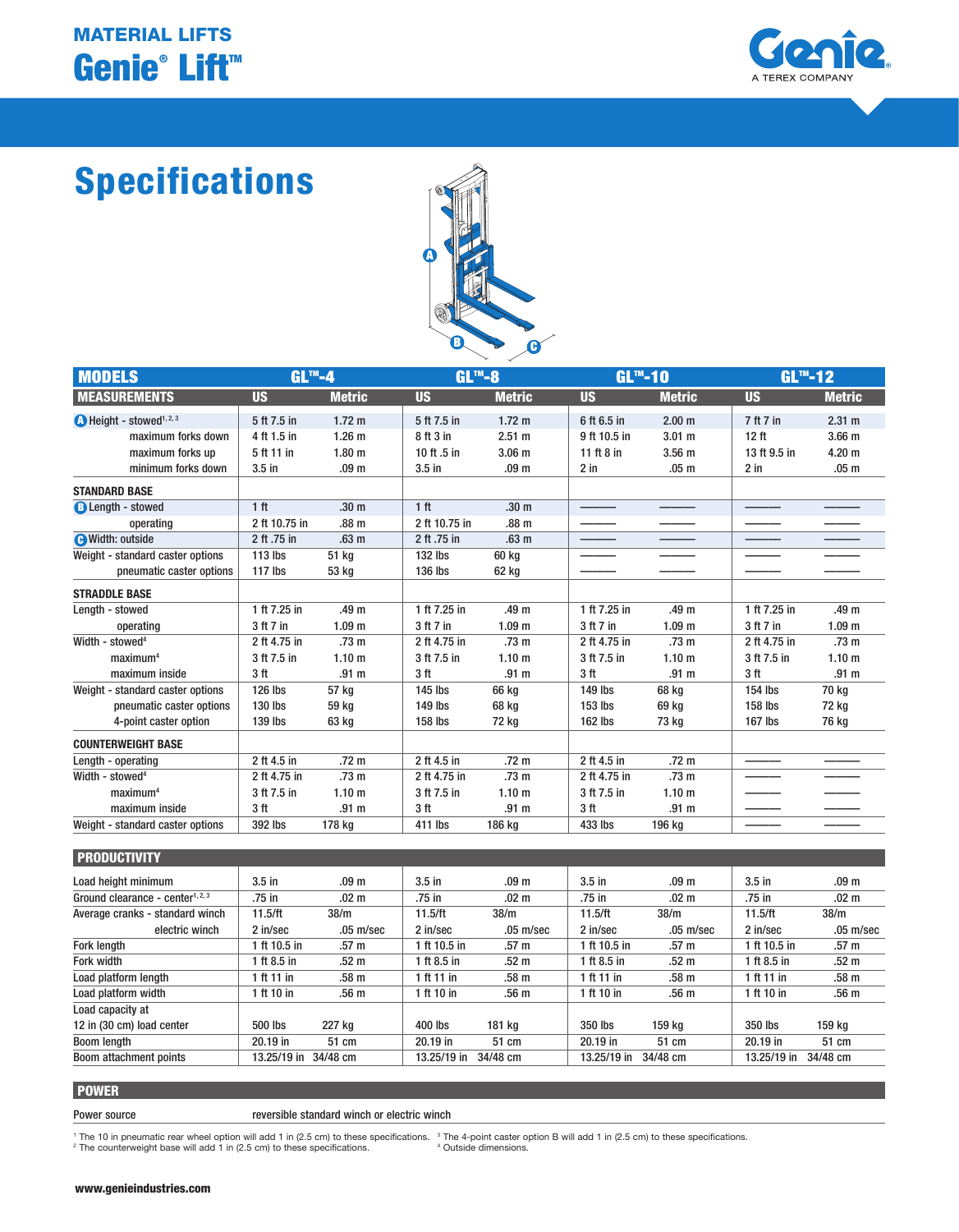**MATERIAL LIFTS**

# Genie® Lift™

Genie
A TEREX COMPANY

## Specifications

| MODELS | GL™-4 | | GL™-8 | | GL™-10 | | GL™-12 | |
|---|---|---|---|---|---|---|---|---|
| **MEASUREMENTS** | **US** | **Metric** | **US** | **Metric** | **US** | **Metric** | **US** | **Metric** |
| A Height - stowed[1, 2, 3] | 5 ft 7.5 in | 1.72 m | 5 ft 7.5 in | 1.72 m | 6 ft 6.5 in | 2.00 m | 7 ft 7 in | 2.31 m |
| maximum forks down | 4 ft 1.5 in | 1.26 m | 8 ft 3 in | 2.51 m | 9 ft 10.5 in | 3.01 m | 12 ft | 3.66 m |
| maximum forks up | 5 ft 11 in | 1.80 m | 10 ft .5 in | 3.06 m | 11 ft 8 in | 3.56 m | 13 ft 9.5 in | 4.20 m |
| minimum forks down | 3.5 in | .09 m | 3.5 in | .09 m | 2 in | .05 m | 2 in | .05 m |
| **STANDARD BASE** | | | | | | | | |
| B Length - stowed | 1 ft | .30 m | 1 ft | .30 m | ——— | ——— | ——— | ——— |
| operating | 2 ft 10.75 in | .88 m | 2 ft 10.75 in | .88 m | ——— | ——— | ——— | ——— |
| C Width: outside | 2 ft .75 in | .63 m | 2 ft .75 in | .63 m | ——— | ——— | ——— | ——— |
| Weight - standard caster options | 113 lbs | 51 kg | 132 lbs | 60 kg | ——— | ——— | ——— | ——— |
| pneumatic caster options | 117 lbs | 53 kg | 136 lbs | 62 kg | ——— | ——— | ——— | ——— |
| **STRADDLE BASE** | | | | | | | | |
| Length - stowed | 1 ft 7.25 in | .49 m | 1 ft 7.25 in | .49 m | 1 ft 7.25 in | .49 m | 1 ft 7.25 in | .49 m |
| operating | 3 ft 7 in | 1.09 m | 3 ft 7 in | 1.09 m | 3 ft 7 in | 1.09 m | 3 ft 7 in | 1.09 m |
| Width - stowed[4] | 2 ft 4.75 in | .73 m | 2 ft 4.75 in | .73 m | 2 ft 4.75 in | .73 m | 2 ft 4.75 in | .73 m |
| maximum[4] | 3 ft 7.5 in | 1.10 m | 3 ft 7.5 in | 1.10 m | 3 ft 7.5 in | 1.10 m | 3 ft 7.5 in | 1.10 m |
| maximum inside | 3 ft | .91 m | 3 ft | .91 m | 3 ft | .91 m | 3 ft | .91 m |
| Weight - standard caster options | 126 lbs | 57 kg | 145 lbs | 66 kg | 149 lbs | 68 kg | 154 lbs | 70 kg |
| pneumatic caster options | 130 lbs | 59 kg | 149 lbs | 68 kg | 153 lbs | 69 kg | 158 lbs | 72 kg |
| 4-point caster option | 139 lbs | 63 kg | 158 lbs | 72 kg | 162 lbs | 73 kg | 167 lbs | 76 kg |
| **COUNTERWEIGHT BASE** | | | | | | | | |
| Length - operating | 2 ft 4.5 in | .72 m | 2 ft 4.5 in | .72 m | 2 ft 4.5 in | .72 m | ——— | ——— |
| Width - stowed[4] | 2 ft 4.75 in | .73 m | 2 ft 4.75 in | .73 m | 2 ft 4.75 in | .73 m | ——— | ——— |
| maximum[4] | 3 ft 7.5 in | 1.10 m | 3 ft 7.5 in | 1.10 m | 3 ft 7.5 in | 1.10 m | ——— | ——— |
| maximum inside | 3 ft | .91 m | 3 ft | .91 m | 3 ft | .91 m | ——— | ——— |
| Weight - standard caster options | 392 lbs | 178 kg | 411 lbs | 186 kg | 433 lbs | 196 kg | ——— | ——— |

| PRODUCTIVITY | | | | | | | | |
|---|---|---|---|---|---|---|---|---|
| Load height minimum | 3.5 in | .09 m | 3.5 in | .09 m | 3.5 in | .09 m | 3.5 in | .09 m |
| Ground clearance - center[1, 2, 3] | .75 in | .02 m | .75 in | .02 m | .75 in | .02 m | .75 in | .02 m |
| Average cranks - standard winch | 11.5/ft | 38/m | 11.5/ft | 38/m | 11.5/ft | 38/m | 11.5/ft | 38/m |
| electric winch | 2 in/sec | .05 m/sec | 2 in/sec | .05 m/sec | 2 in/sec | .05 m/sec | 2 in/sec | .05 m/sec |
| Fork length | 1 ft 10.5 in | .57 m | 1 ft 10.5 in | .57 m | 1 ft 10.5 in | .57 m | 1 ft 10.5 in | .57 m |
| Fork width | 1 ft 8.5 in | .52 m | 1 ft 8.5 in | .52 m | 1 ft 8.5 in | .52 m | 1 ft 8.5 in | .52 m |
| Load platform length | 1 ft 11 in | .58 m | 1 ft 11 in | .58 m | 1 ft 11 in | .58 m | 1 ft 11 in | .58 m |
| Load platform width | 1 ft 10 in | .56 m | 1 ft 10 in | .56 m | 1 ft 10 in | .56 m | 1 ft 10 in | .56 m |
| Load capacity at 12 in (30 cm) load center | 500 lbs | 227 kg | 400 lbs | 181 kg | 350 lbs | 159 kg | 350 lbs | 159 kg |
| Boom length | 20.19 in | 51 cm | 20.19 in | 51 cm | 20.19 in | 51 cm | 20.19 in | 51 cm |
| Boom attachment points | 13.25/19 in | 34/48 cm | 13.25/19 in | 34/48 cm | 13.25/19 in | 34/48 cm | 13.25/19 in | 34/48 cm |

| POWER | |
|---|---|
| Power source | reversible standard winch or electric winch |

[1] The 10 in pneumatic rear wheel option will add 1 in (2.5 cm) to these specifications.
[2] The counterweight base will add 1 in (2.5 cm) to these specifications.
[3] The 4-point caster option B will add 1 in (2.5 cm) to these specifications.
[4] Outside dimensions.

www.genieindustries.com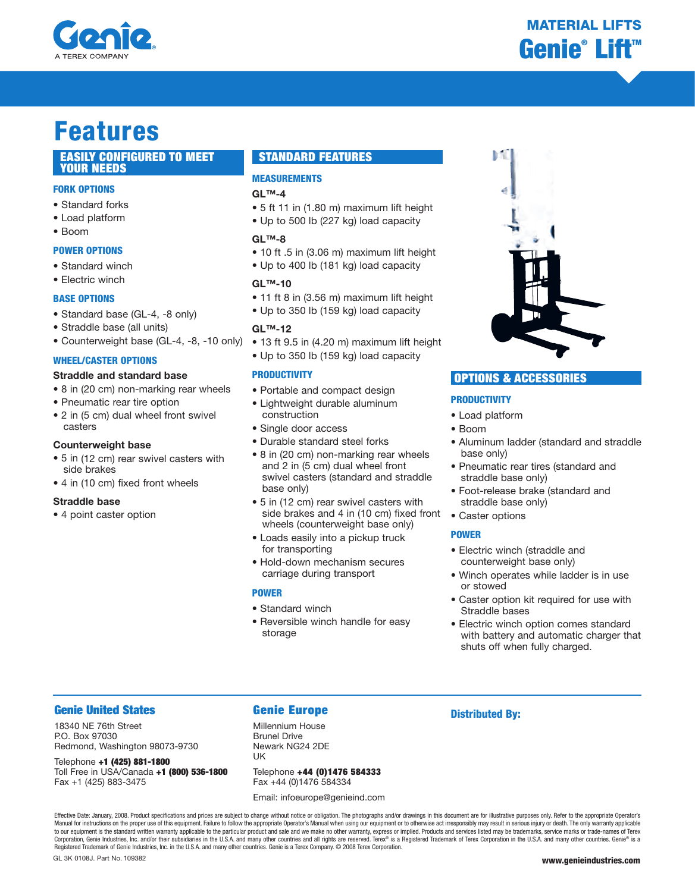MATERIAL LIFTS

Genie® Lift™

# Features

## EASILY CONFIGURED TO MEET YOUR NEEDS

### FORK OPTIONS

- Standard forks
- Load platform
- Boom

### POWER OPTIONS

- Standard winch
- Electric winch

### BASE OPTIONS

- Standard base (GL-4, -8 only)
- Straddle base (all units)
- Counterweight base (GL-4, -8, -10 only)

### WHEEL/CASTER OPTIONS

**Straddle and standard base**

- 8 in (20 cm) non-marking rear wheels
- Pneumatic rear tire option
- 2 in (5 cm) dual wheel front swivel casters

**Counterweight base**

- 5 in (12 cm) rear swivel casters with side brakes
- 4 in (10 cm) fixed front wheels

**Straddle base**

- 4 point caster option

## STANDARD FEATURES

### MEASUREMENTS

**GL™-4**

- 5 ft 11 in (1.80 m) maximum lift height
- Up to 500 lb (227 kg) load capacity

**GL™-8**

- 10 ft .5 in (3.06 m) maximum lift height
- Up to 400 lb (181 kg) load capacity

**GL™-10**

- 11 ft 8 in (3.56 m) maximum lift height
- Up to 350 lb (159 kg) load capacity

**GL™-12**

- 13 ft 9.5 in (4.20 m) maximum lift height
- Up to 350 lb (159 kg) load capacity

### PRODUCTIVITY

- Portable and compact design
- Lightweight durable aluminum construction
- Single door access
- Durable standard steel forks
- 8 in (20 cm) non-marking rear wheels and 2 in (5 cm) dual wheel front swivel casters (standard and straddle base only)
- 5 in (12 cm) rear swivel casters with side brakes and 4 in (10 cm) fixed front wheels (counterweight base only)
- Loads easily into a pickup truck for transporting
- Hold-down mechanism secures carriage during transport

### POWER

- Standard winch
- Reversible winch handle for easy storage

## OPTIONS & ACCESSORIES

### PRODUCTIVITY

- Load platform
- Boom
- Aluminum ladder (standard and straddle base only)
- Pneumatic rear tires (standard and straddle base only)
- Foot-release brake (standard and straddle base only)
- Caster options

### POWER

- Electric winch (straddle and counterweight base only)
- Winch operates while ladder is in use or stowed
- Caster option kit required for use with Straddle bases
- Electric winch option comes standard with battery and automatic charger that shuts off when fully charged.

---

**Genie United States**

18340 NE 76th Street
P.O. Box 97030
Redmond, Washington 98073-9730

Telephone **+1 (425) 881-1800**
Toll Free in USA/Canada **+1 (800) 536-1800**
Fax +1 (425) 883-3475

**Genie Europe**

Millennium House
Brunel Drive
Newark NG24 2DE
UK

Telephone **+44 (0)1476 584333**
Fax +44 (0)1476 584334

Email: infoeurope@genieind.com

**Distributed By:**

Effective Date: January, 2008. Product specifications and prices are subject to change without notice or obligation. The photographs and/or drawings in this document are for illustrative purposes only. Refer to the appropriate Operator's Manual for instructions on the proper use of this equipment. Failure to follow the appropriate Operator's Manual when using our equipment or to otherwise act irresponsibly may result in serious injury or death. The only warranty applicable to our equipment is the standard written warranty applicable to the particular product and sale and we make no other warranty, express or implied. Products and services listed may be trademarks, service marks or trade-names of Terex Corporation, Genie Industries, Inc. and/or their subsidiaries in the U.S.A. and many other countries and all rights are reserved. Terex® is a Registered Trademark of Terex Corporation in the U.S.A. and many other countries. Genie® is a Registered Trademark of Genie Industries, Inc. in the U.S.A. and many other countries. Genie is a Terex Company. © 2008 Terex Corporation.

GL 3K 0108J. Part No. 109382

**www.genieindustries.com**